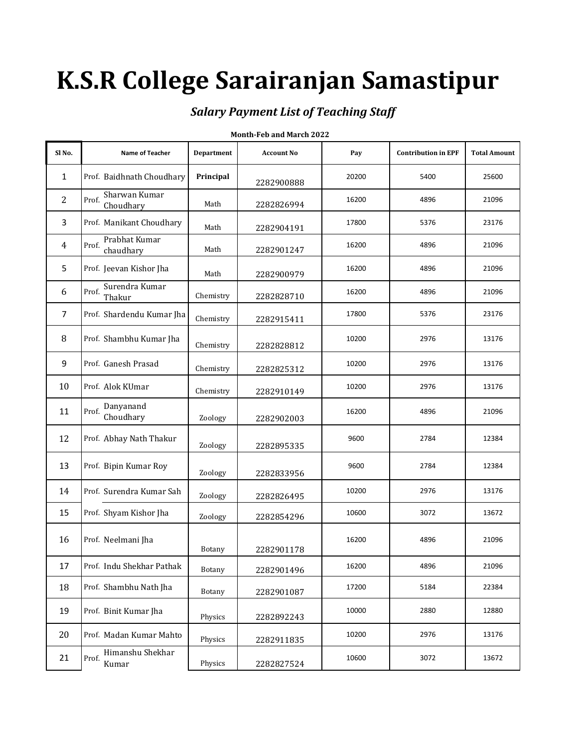# K.S.R College Sarairanjan Samastipur

## *Salary Payment List of Teaching Staff*

**Month-Feb and March 2022**

| Sl No. | Name of Teacher | Department | Account No | Pay | Contribution in EPF | Total Amount |
|---|---|---|---|---|---|---|
| 1 | Prof. Baidhnath Choudhary | **Principal** | 2282900888 | 20200 | 5400 | 25600 |
| 2 | Prof. Sharwan Kumar Choudhary | Math | 2282826994 | 16200 | 4896 | 21096 |
| 3 | Prof. Manikant Choudhary | Math | 2282904191 | 17800 | 5376 | 23176 |
| 4 | Prof. Prabhat Kumar chaudhary | Math | 2282901247 | 16200 | 4896 | 21096 |
| 5 | Prof. Jeevan Kishor Jha | Math | 2282900979 | 16200 | 4896 | 21096 |
| 6 | Prof. Surendra Kumar Thakur | Chemistry | 2282828710 | 16200 | 4896 | 21096 |
| 7 | Prof. Shardendu Kumar Jha | Chemistry | 2282915411 | 17800 | 5376 | 23176 |
| 8 | Prof. Shambhu Kumar Jha | Chemistry | 2282828812 | 10200 | 2976 | 13176 |
| 9 | Prof. Ganesh Prasad | Chemistry | 2282825312 | 10200 | 2976 | 13176 |
| 10 | Prof. Alok KUmar | Chemistry | 2282910149 | 10200 | 2976 | 13176 |
| 11 | Prof. Danyanand Choudhary | Zoology | 2282902003 | 16200 | 4896 | 21096 |
| 12 | Prof. Abhay Nath Thakur | Zoology | 2282895335 | 9600 | 2784 | 12384 |
| 13 | Prof. Bipin Kumar Roy | Zoology | 2282833956 | 9600 | 2784 | 12384 |
| 14 | Prof. Surendra Kumar Sah | Zoology | 2282826495 | 10200 | 2976 | 13176 |
| 15 | Prof. Shyam Kishor Jha | Zoology | 2282854296 | 10600 | 3072 | 13672 |
| 16 | Prof. Neelmani Jha | Botany | 2282901178 | 16200 | 4896 | 21096 |
| 17 | Prof. Indu Shekhar Pathak | Botany | 2282901496 | 16200 | 4896 | 21096 |
| 18 | Prof. Shambhu Nath Jha | Botany | 2282901087 | 17200 | 5184 | 22384 |
| 19 | Prof. Binit Kumar Jha | Physics | 2282892243 | 10000 | 2880 | 12880 |
| 20 | Prof. Madan Kumar Mahto | Physics | 2282911835 | 10200 | 2976 | 13176 |
| 21 | Prof. Himanshu Shekhar Kumar | Physics | 2282827524 | 10600 | 3072 | 13672 |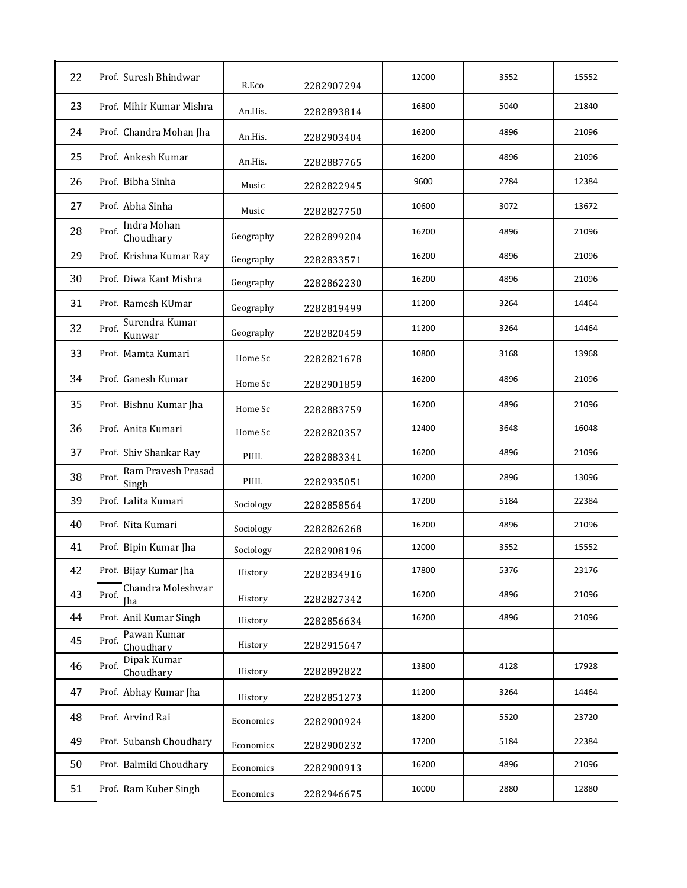| | | | | | | |
|---|---|---|---|---|---|---|
| 22 | Prof. Suresh Bhindwar | R.Eco | 2282907294 | 12000 | 3552 | 15552 |
| 23 | Prof. Mihir Kumar Mishra | An.His. | 2282893814 | 16800 | 5040 | 21840 |
| 24 | Prof. Chandra Mohan Jha | An.His. | 2282903404 | 16200 | 4896 | 21096 |
| 25 | Prof. Ankesh Kumar | An.His. | 2282887765 | 16200 | 4896 | 21096 |
| 26 | Prof. Bibha Sinha | Music | 2282822945 | 9600 | 2784 | 12384 |
| 27 | Prof. Abha Sinha | Music | 2282827750 | 10600 | 3072 | 13672 |
| 28 | Prof. Indra Mohan Choudhary | Geography | 2282899204 | 16200 | 4896 | 21096 |
| 29 | Prof. Krishna Kumar Ray | Geography | 2282833571 | 16200 | 4896 | 21096 |
| 30 | Prof. Diwa Kant Mishra | Geography | 2282862230 | 16200 | 4896 | 21096 |
| 31 | Prof. Ramesh KUmar | Geography | 2282819499 | 11200 | 3264 | 14464 |
| 32 | Prof. Surendra Kumar Kunwar | Geography | 2282820459 | 11200 | 3264 | 14464 |
| 33 | Prof. Mamta Kumari | Home Sc | 2282821678 | 10800 | 3168 | 13968 |
| 34 | Prof. Ganesh Kumar | Home Sc | 2282901859 | 16200 | 4896 | 21096 |
| 35 | Prof. Bishnu Kumar Jha | Home Sc | 2282883759 | 16200 | 4896 | 21096 |
| 36 | Prof. Anita Kumari | Home Sc | 2282820357 | 12400 | 3648 | 16048 |
| 37 | Prof. Shiv Shankar Ray | PHIL | 2282883341 | 16200 | 4896 | 21096 |
| 38 | Prof. Ram Pravesh Prasad Singh | PHIL | 2282935051 | 10200 | 2896 | 13096 |
| 39 | Prof. Lalita Kumari | Sociology | 2282858564 | 17200 | 5184 | 22384 |
| 40 | Prof. Nita Kumari | Sociology | 2282826268 | 16200 | 4896 | 21096 |
| 41 | Prof. Bipin Kumar Jha | Sociology | 2282908196 | 12000 | 3552 | 15552 |
| 42 | Prof. Bijay Kumar Jha | History | 2282834916 | 17800 | 5376 | 23176 |
| 43 | Prof. Chandra Moleshwar Jha | History | 2282827342 | 16200 | 4896 | 21096 |
| 44 | Prof. Anil Kumar Singh | History | 2282856634 | 16200 | 4896 | 21096 |
| 45 | Prof. Pawan Kumar Choudhary | History | 2282915647 | | | |
| 46 | Prof. Dipak Kumar Choudhary | History | 2282892822 | 13800 | 4128 | 17928 |
| 47 | Prof. Abhay Kumar Jha | History | 2282851273 | 11200 | 3264 | 14464 |
| 48 | Prof. Arvind Rai | Economics | 2282900924 | 18200 | 5520 | 23720 |
| 49 | Prof. Subansh Choudhary | Economics | 2282900232 | 17200 | 5184 | 22384 |
| 50 | Prof. Balmiki Choudhary | Economics | 2282900913 | 16200 | 4896 | 21096 |
| 51 | Prof. Ram Kuber Singh | Economics | 2282946675 | 10000 | 2880 | 12880 |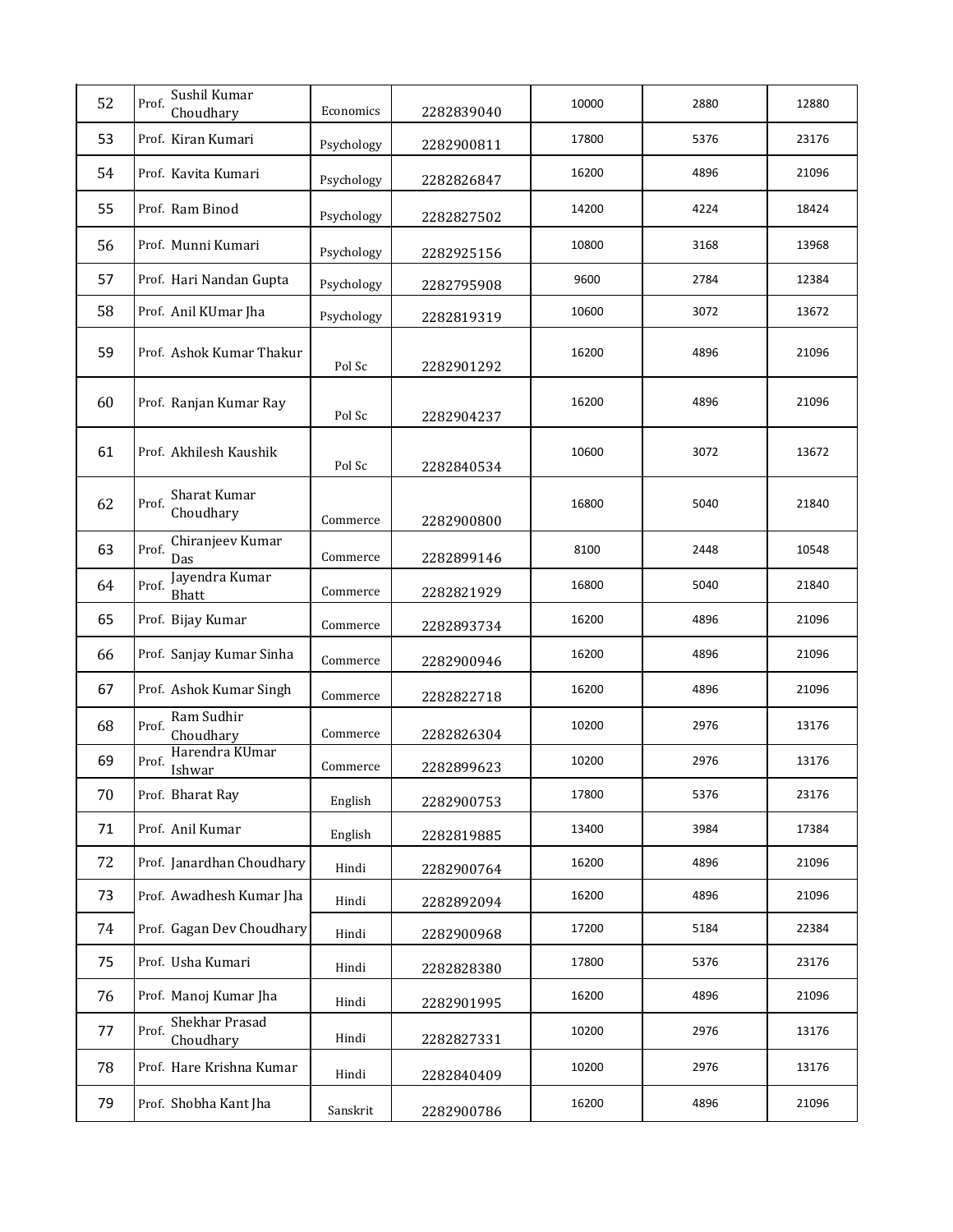| | | | | | | |
|---|---|---|---|---|---|---|
| 52 | Prof. Sushil Kumar Choudhary | Economics | 2282839040 | 10000 | 2880 | 12880 |
| 53 | Prof. Kiran Kumari | Psychology | 2282900811 | 17800 | 5376 | 23176 |
| 54 | Prof. Kavita Kumari | Psychology | 2282826847 | 16200 | 4896 | 21096 |
| 55 | Prof. Ram Binod | Psychology | 2282827502 | 14200 | 4224 | 18424 |
| 56 | Prof. Munni Kumari | Psychology | 2282925156 | 10800 | 3168 | 13968 |
| 57 | Prof. Hari Nandan Gupta | Psychology | 2282795908 | 9600 | 2784 | 12384 |
| 58 | Prof. Anil KUmar Jha | Psychology | 2282819319 | 10600 | 3072 | 13672 |
| 59 | Prof. Ashok Kumar Thakur | Pol Sc | 2282901292 | 16200 | 4896 | 21096 |
| 60 | Prof. Ranjan Kumar Ray | Pol Sc | 2282904237 | 16200 | 4896 | 21096 |
| 61 | Prof. Akhilesh Kaushik | Pol Sc | 2282840534 | 10600 | 3072 | 13672 |
| 62 | Prof. Sharat Kumar Choudhary | Commerce | 2282900800 | 16800 | 5040 | 21840 |
| 63 | Prof. Chiranjeev Kumar Das | Commerce | 2282899146 | 8100 | 2448 | 10548 |
| 64 | Prof. Jayendra Kumar Bhatt | Commerce | 2282821929 | 16800 | 5040 | 21840 |
| 65 | Prof. Bijay Kumar | Commerce | 2282893734 | 16200 | 4896 | 21096 |
| 66 | Prof. Sanjay Kumar Sinha | Commerce | 2282900946 | 16200 | 4896 | 21096 |
| 67 | Prof. Ashok Kumar Singh | Commerce | 2282822718 | 16200 | 4896 | 21096 |
| 68 | Prof. Ram Sudhir Choudhary | Commerce | 2282826304 | 10200 | 2976 | 13176 |
| 69 | Prof. Harendra KUmar Ishwar | Commerce | 2282899623 | 10200 | 2976 | 13176 |
| 70 | Prof. Bharat Ray | English | 2282900753 | 17800 | 5376 | 23176 |
| 71 | Prof. Anil Kumar | English | 2282819885 | 13400 | 3984 | 17384 |
| 72 | Prof. Janardhan Choudhary | Hindi | 2282900764 | 16200 | 4896 | 21096 |
| 73 | Prof. Awadhesh Kumar Jha | Hindi | 2282892094 | 16200 | 4896 | 21096 |
| 74 | Prof. Gagan Dev Choudhary | Hindi | 2282900968 | 17200 | 5184 | 22384 |
| 75 | Prof. Usha Kumari | Hindi | 2282828380 | 17800 | 5376 | 23176 |
| 76 | Prof. Manoj Kumar Jha | Hindi | 2282901995 | 16200 | 4896 | 21096 |
| 77 | Prof. Shekhar Prasad Choudhary | Hindi | 2282827331 | 10200 | 2976 | 13176 |
| 78 | Prof. Hare Krishna Kumar | Hindi | 2282840409 | 10200 | 2976 | 13176 |
| 79 | Prof. Shobha Kant Jha | Sanskrit | 2282900786 | 16200 | 4896 | 21096 |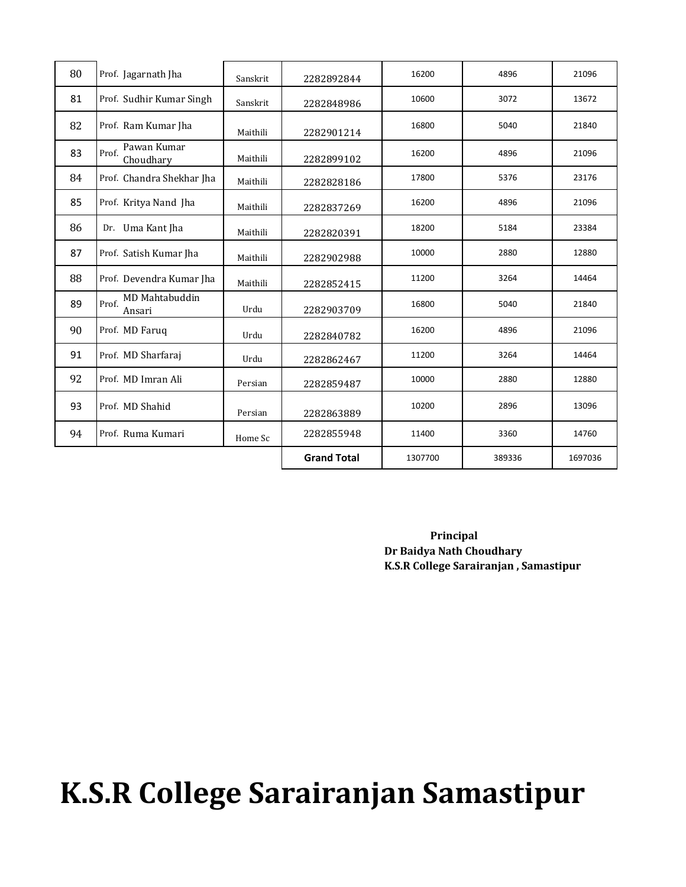| | | | | | | |
|---|---|---|---|---|---|---|
| 80 | Prof. Jagarnath Jha | Sanskrit | 2282892844 | 16200 | 4896 | 21096 |
| 81 | Prof. Sudhir Kumar Singh | Sanskrit | 2282848986 | 10600 | 3072 | 13672 |
| 82 | Prof. Ram Kumar Jha | Maithili | 2282901214 | 16800 | 5040 | 21840 |
| 83 | Prof. Pawan Kumar Choudhary | Maithili | 2282899102 | 16200 | 4896 | 21096 |
| 84 | Prof. Chandra Shekhar Jha | Maithili | 2282828186 | 17800 | 5376 | 23176 |
| 85 | Prof. Kritya Nand Jha | Maithili | 2282837269 | 16200 | 4896 | 21096 |
| 86 | Dr. Uma Kant Jha | Maithili | 2282820391 | 18200 | 5184 | 23384 |
| 87 | Prof. Satish Kumar Jha | Maithili | 2282902988 | 10000 | 2880 | 12880 |
| 88 | Prof. Devendra Kumar Jha | Maithili | 2282852415 | 11200 | 3264 | 14464 |
| 89 | Prof. MD Mahtabuddin Ansari | Urdu | 2282903709 | 16800 | 5040 | 21840 |
| 90 | Prof. MD Faruq | Urdu | 2282840782 | 16200 | 4896 | 21096 |
| 91 | Prof. MD Sharfaraj | Urdu | 2282862467 | 11200 | 3264 | 14464 |
| 92 | Prof. MD Imran Ali | Persian | 2282859487 | 10000 | 2880 | 12880 |
| 93 | Prof. MD Shahid | Persian | 2282863889 | 10200 | 2896 | 13096 |
| 94 | Prof. Ruma Kumari | Home Sc | 2282855948 | 11400 | 3360 | 14760 |
| | | | **Grand Total** | 1307700 | 389336 | 1697036 |

**Principal**
**Dr Baidya Nath Choudhary**
**K.S.R College Sarairanjan , Samastipur**

# K.S.R College Sarairanjan Samastipur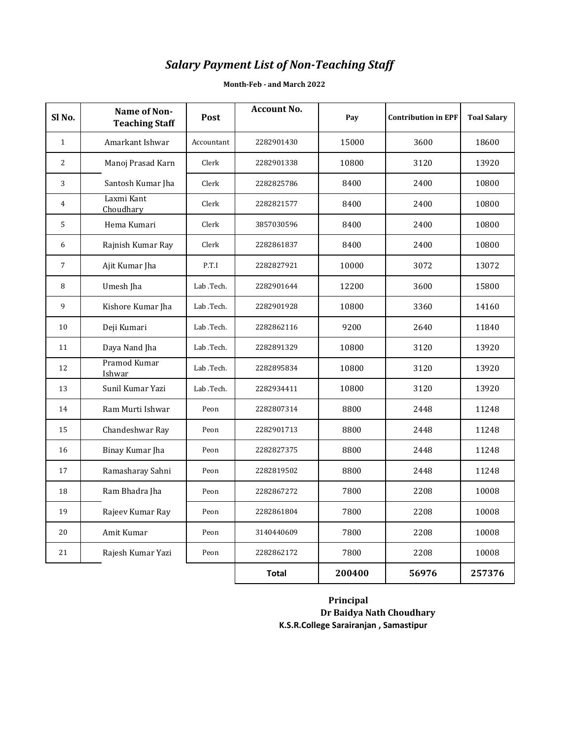# *Salary Payment List of Non-Teaching Staff*

**Month-Feb - and March 2022**

| Sl No. | Name of Non-Teaching Staff | Post | Account No. | Pay | Contribution in EPF | Toal Salary |
|---|---|---|---|---|---|---|
| 1 | Amarkant Ishwar | Accountant | 2282901430 | 15000 | 3600 | 18600 |
| 2 | Manoj Prasad Karn | Clerk | 2282901338 | 10800 | 3120 | 13920 |
| 3 | Santosh Kumar Jha | Clerk | 2282825786 | 8400 | 2400 | 10800 |
| 4 | Laxmi Kant Choudhary | Clerk | 2282821577 | 8400 | 2400 | 10800 |
| 5 | Hema Kumari | Clerk | 3857030596 | 8400 | 2400 | 10800 |
| 6 | Rajnish Kumar Ray | Clerk | 2282861837 | 8400 | 2400 | 10800 |
| 7 | Ajit Kumar Jha | P.T.I | 2282827921 | 10000 | 3072 | 13072 |
| 8 | Umesh Jha | Lab .Tech. | 2282901644 | 12200 | 3600 | 15800 |
| 9 | Kishore Kumar Jha | Lab .Tech. | 2282901928 | 10800 | 3360 | 14160 |
| 10 | Deji Kumari | Lab .Tech. | 2282862116 | 9200 | 2640 | 11840 |
| 11 | Daya Nand Jha | Lab .Tech. | 2282891329 | 10800 | 3120 | 13920 |
| 12 | Pramod Kumar Ishwar | Lab .Tech. | 2282895834 | 10800 | 3120 | 13920 |
| 13 | Sunil Kumar Yazi | Lab .Tech. | 2282934411 | 10800 | 3120 | 13920 |
| 14 | Ram Murti Ishwar | Peon | 2282807314 | 8800 | 2448 | 11248 |
| 15 | Chandeshwar Ray | Peon | 2282901713 | 8800 | 2448 | 11248 |
| 16 | Binay Kumar Jha | Peon | 2282827375 | 8800 | 2448 | 11248 |
| 17 | Ramasharay Sahni | Peon | 2282819502 | 8800 | 2448 | 11248 |
| 18 | Ram Bhadra Jha | Peon | 2282867272 | 7800 | 2208 | 10008 |
| 19 | Rajeev Kumar Ray | Peon | 2282861804 | 7800 | 2208 | 10008 |
| 20 | Amit Kumar | Peon | 3140440609 | 7800 | 2208 | 10008 |
| 21 | Rajesh Kumar Yazi | Peon | 2282862172 | 7800 | 2208 | 10008 |
| | | | **Total** | **200400** | **56976** | **257376** |

**Principal**
**Dr Baidya Nath Choudhary**
**K.S.R.College Sarairanjan , Samastipur**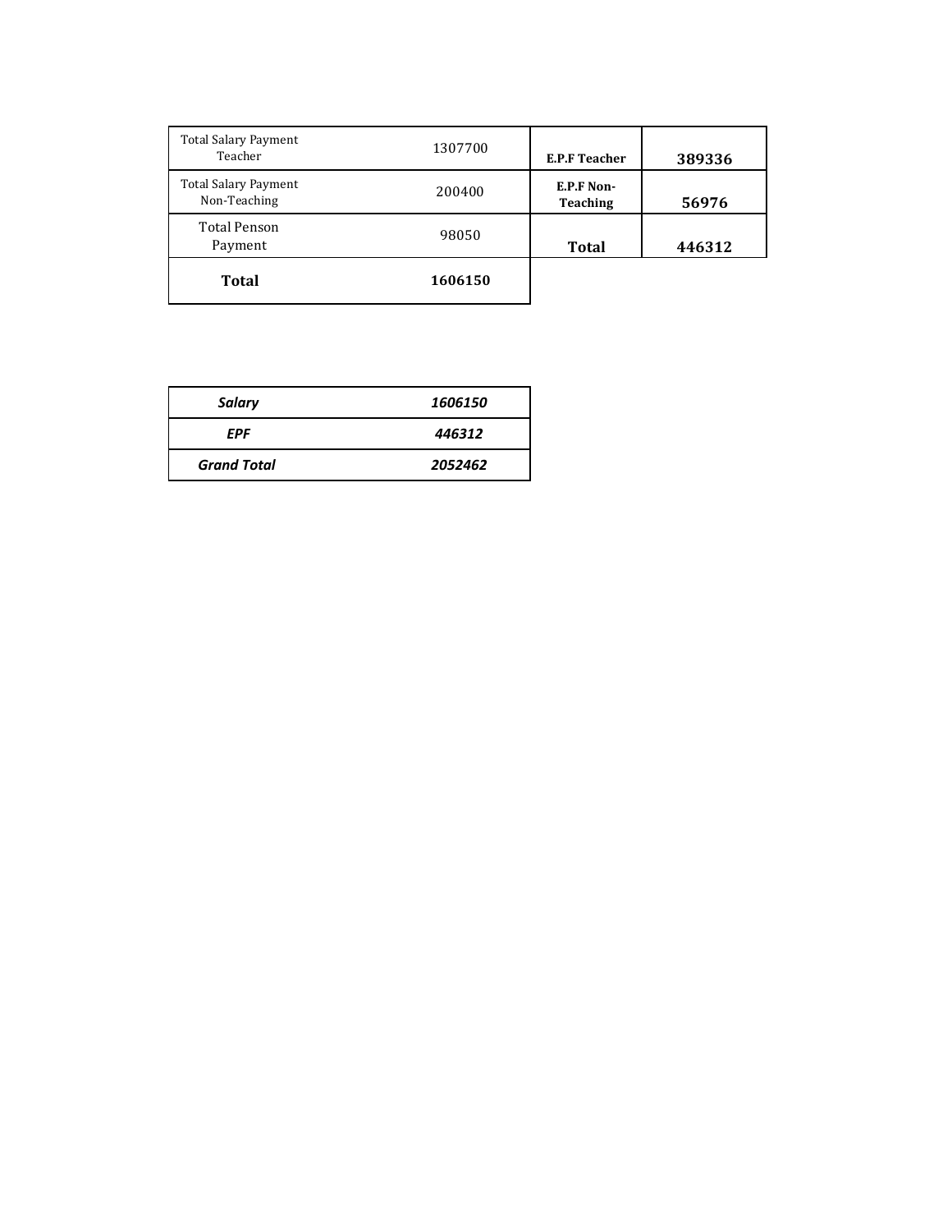| | | | |
|---|---|---|---|
| Total Salary Payment Teacher | 1307700 | **E.P.F Teacher** | **389336** |
| Total Salary Payment Non-Teaching | 200400 | **E.P.F Non-Teaching** | **56976** |
| Total Penson Payment | 98050 | **Total** | **446312** |
| **Total** | **1606150** | | |

| | |
|---|---|
| ***Salary*** | ***1606150*** |
| ***EPF*** | ***446312*** |
| ***Grand Total*** | ***2052462*** |